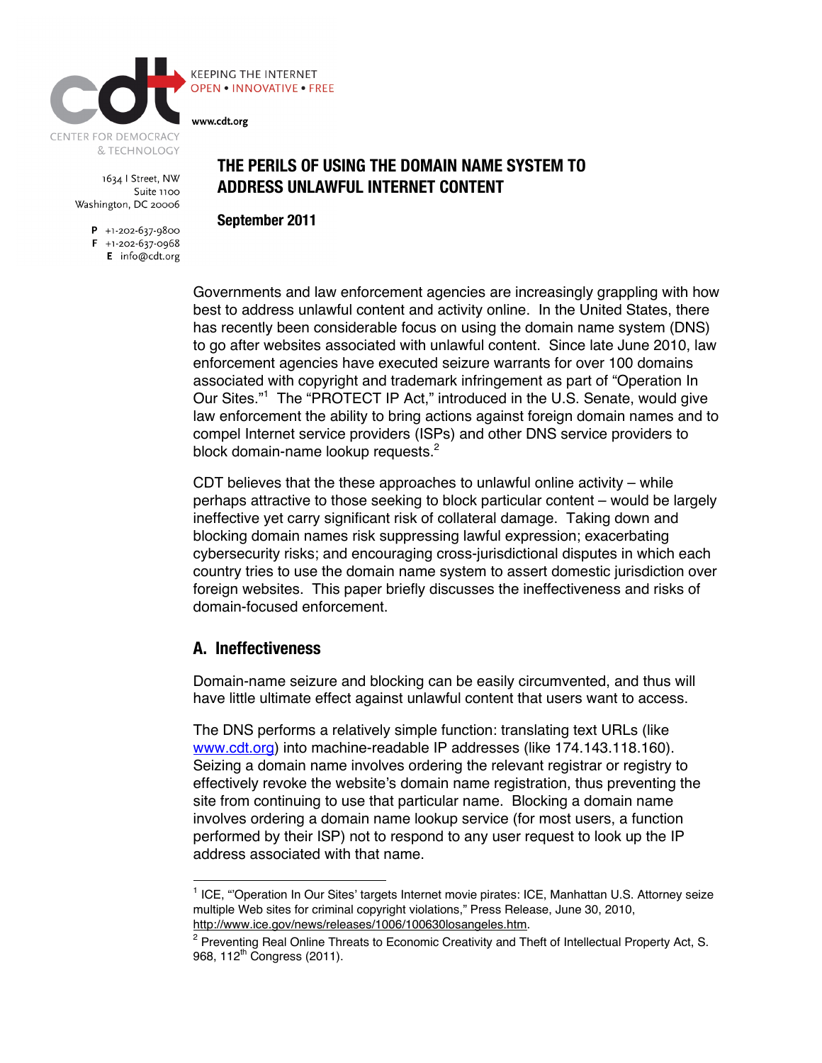CENTER FOR DEMOCRACY & TECHNOLOGY

KEEPING THE INTERNET
OPEN • INNOVATIVE • FREE

www.cdt.org

1634 I Street, NW
Suite 1100
Washington, DC 20006

P +1-202-637-9800
F +1-202-637-0968
E info@cdt.org

# THE PERILS OF USING THE DOMAIN NAME SYSTEM TO ADDRESS UNLAWFUL INTERNET CONTENT

**September 2011**

Governments and law enforcement agencies are increasingly grappling with how best to address unlawful content and activity online. In the United States, there has recently been considerable focus on using the domain name system (DNS) to go after websites associated with unlawful content. Since late June 2010, law enforcement agencies have executed seizure warrants for over 100 domains associated with copyright and trademark infringement as part of "Operation In Our Sites."[1] The "PROTECT IP Act," introduced in the U.S. Senate, would give law enforcement the ability to bring actions against foreign domain names and to compel Internet service providers (ISPs) and other DNS service providers to block domain-name lookup requests.[2]

CDT believes that the these approaches to unlawful online activity – while perhaps attractive to those seeking to block particular content – would be largely ineffective yet carry significant risk of collateral damage. Taking down and blocking domain names risk suppressing lawful expression; exacerbating cybersecurity risks; and encouraging cross-jurisdictional disputes in which each country tries to use the domain name system to assert domestic jurisdiction over foreign websites. This paper briefly discusses the ineffectiveness and risks of domain-focused enforcement.

## A. Ineffectiveness

Domain-name seizure and blocking can be easily circumvented, and thus will have little ultimate effect against unlawful content that users want to access.

The DNS performs a relatively simple function: translating text URLs (like www.cdt.org) into machine-readable IP addresses (like 174.143.118.160). Seizing a domain name involves ordering the relevant registrar or registry to effectively revoke the website's domain name registration, thus preventing the site from continuing to use that particular name. Blocking a domain name involves ordering a domain name lookup service (for most users, a function performed by their ISP) not to respond to any user request to look up the IP address associated with that name.

---

[1] ICE, "'Operation In Our Sites' targets Internet movie pirates: ICE, Manhattan U.S. Attorney seize multiple Web sites for criminal copyright violations," Press Release, June 30, 2010, http://www.ice.gov/news/releases/1006/100630losangeles.htm.

[2] Preventing Real Online Threats to Economic Creativity and Theft of Intellectual Property Act, S. 968, 112th Congress (2011).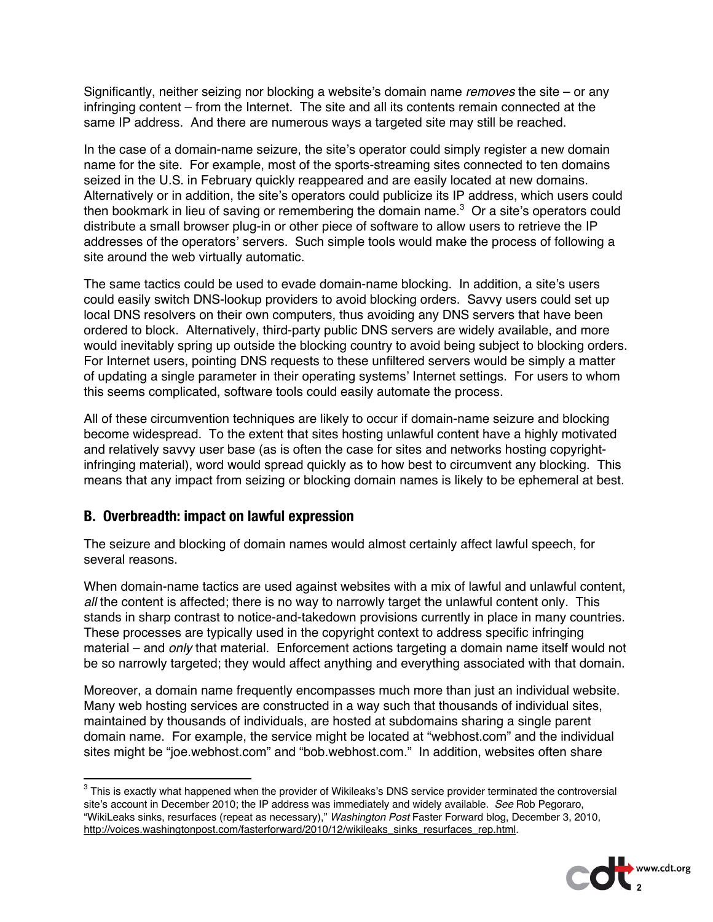Significantly, neither seizing nor blocking a website's domain name *removes* the site – or any infringing content – from the Internet. The site and all its contents remain connected at the same IP address. And there are numerous ways a targeted site may still be reached.

In the case of a domain-name seizure, the site's operator could simply register a new domain name for the site. For example, most of the sports-streaming sites connected to ten domains seized in the U.S. in February quickly reappeared and are easily located at new domains. Alternatively or in addition, the site's operators could publicize its IP address, which users could then bookmark in lieu of saving or remembering the domain name.[3] Or a site's operators could distribute a small browser plug-in or other piece of software to allow users to retrieve the IP addresses of the operators' servers. Such simple tools would make the process of following a site around the web virtually automatic.

The same tactics could be used to evade domain-name blocking. In addition, a site's users could easily switch DNS-lookup providers to avoid blocking orders. Savvy users could set up local DNS resolvers on their own computers, thus avoiding any DNS servers that have been ordered to block. Alternatively, third-party public DNS servers are widely available, and more would inevitably spring up outside the blocking country to avoid being subject to blocking orders. For Internet users, pointing DNS requests to these unfiltered servers would be simply a matter of updating a single parameter in their operating systems' Internet settings. For users to whom this seems complicated, software tools could easily automate the process.

All of these circumvention techniques are likely to occur if domain-name seizure and blocking become widespread. To the extent that sites hosting unlawful content have a highly motivated and relatively savvy user base (as is often the case for sites and networks hosting copyright-infringing material), word would spread quickly as to how best to circumvent any blocking. This means that any impact from seizing or blocking domain names is likely to be ephemeral at best.

## B. Overbreadth: impact on lawful expression

The seizure and blocking of domain names would almost certainly affect lawful speech, for several reasons.

When domain-name tactics are used against websites with a mix of lawful and unlawful content, *all* the content is affected; there is no way to narrowly target the unlawful content only. This stands in sharp contrast to notice-and-takedown provisions currently in place in many countries. These processes are typically used in the copyright context to address specific infringing material – and *only* that material. Enforcement actions targeting a domain name itself would not be so narrowly targeted; they would affect anything and everything associated with that domain.

Moreover, a domain name frequently encompasses much more than just an individual website. Many web hosting services are constructed in a way such that thousands of individual sites, maintained by thousands of individuals, are hosted at subdomains sharing a single parent domain name. For example, the service might be located at "webhost.com" and the individual sites might be "joe.webhost.com" and "bob.webhost.com." In addition, websites often share

---

[3] This is exactly what happened when the provider of Wikileaks's DNS service provider terminated the controversial site's account in December 2010; the IP address was immediately and widely available. *See* Rob Pegoraro, "WikiLeaks sinks, resurfaces (repeat as necessary)," *Washington Post* Faster Forward blog, December 3, 2010, http://voices.washingtonpost.com/fasterforward/2010/12/wikileaks_sinks_resurfaces_rep.html.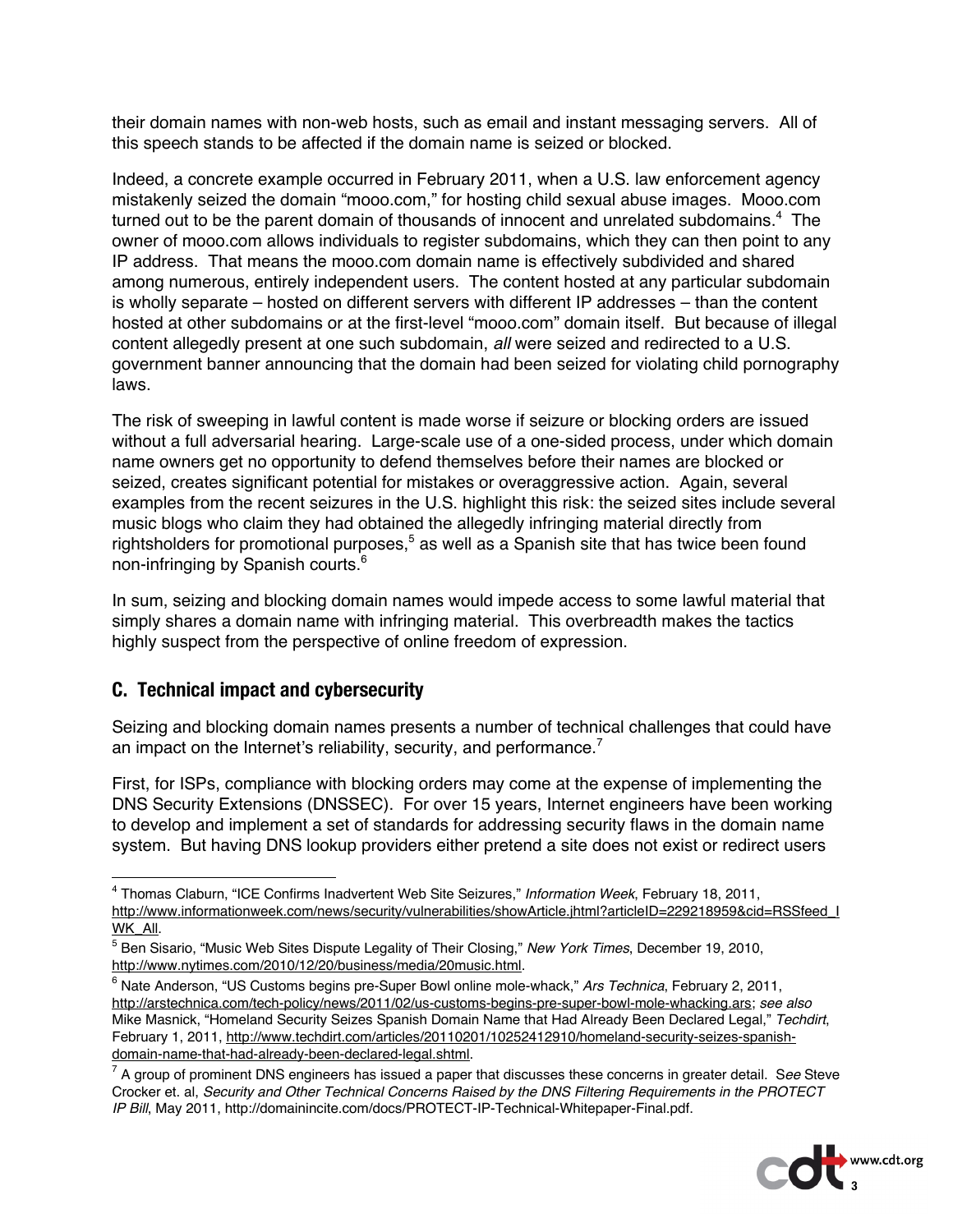their domain names with non-web hosts, such as email and instant messaging servers. All of this speech stands to be affected if the domain name is seized or blocked.

Indeed, a concrete example occurred in February 2011, when a U.S. law enforcement agency mistakenly seized the domain "mooo.com," for hosting child sexual abuse images. Mooo.com turned out to be the parent domain of thousands of innocent and unrelated subdomains.[4] The owner of mooo.com allows individuals to register subdomains, which they can then point to any IP address. That means the mooo.com domain name is effectively subdivided and shared among numerous, entirely independent users. The content hosted at any particular subdomain is wholly separate – hosted on different servers with different IP addresses – than the content hosted at other subdomains or at the first-level "mooo.com" domain itself. But because of illegal content allegedly present at one such subdomain, *all* were seized and redirected to a U.S. government banner announcing that the domain had been seized for violating child pornography laws.

The risk of sweeping in lawful content is made worse if seizure or blocking orders are issued without a full adversarial hearing. Large-scale use of a one-sided process, under which domain name owners get no opportunity to defend themselves before their names are blocked or seized, creates significant potential for mistakes or overaggressive action. Again, several examples from the recent seizures in the U.S. highlight this risk: the seized sites include several music blogs who claim they had obtained the allegedly infringing material directly from rightsholders for promotional purposes,[5] as well as a Spanish site that has twice been found non-infringing by Spanish courts.[6]

In sum, seizing and blocking domain names would impede access to some lawful material that simply shares a domain name with infringing material. This overbreadth makes the tactics highly suspect from the perspective of online freedom of expression.

## C. Technical impact and cybersecurity

Seizing and blocking domain names presents a number of technical challenges that could have an impact on the Internet's reliability, security, and performance.[7]

First, for ISPs, compliance with blocking orders may come at the expense of implementing the DNS Security Extensions (DNSSEC). For over 15 years, Internet engineers have been working to develop and implement a set of standards for addressing security flaws in the domain name system. But having DNS lookup providers either pretend a site does not exist or redirect users

---

[4] Thomas Claburn, "ICE Confirms Inadvertent Web Site Seizures," *Information Week*, February 18, 2011, http://www.informationweek.com/news/security/vulnerabilities/showArticle.jhtml?articleID=229218959&cid=RSSfeed_IWK_All.

[5] Ben Sisario, "Music Web Sites Dispute Legality of Their Closing," *New York Times*, December 19, 2010, http://www.nytimes.com/2010/12/20/business/media/20music.html.

[6] Nate Anderson, "US Customs begins pre-Super Bowl online mole-whack," *Ars Technica*, February 2, 2011, http://arstechnica.com/tech-policy/news/2011/02/us-customs-begins-pre-super-bowl-mole-whacking.ars; *see also* Mike Masnick, "Homeland Security Seizes Spanish Domain Name that Had Already Been Declared Legal," *Techdirt*, February 1, 2011, http://www.techdirt.com/articles/20110201/10252412910/homeland-security-seizes-spanish-domain-name-that-had-already-been-declared-legal.shtml.

[7] A group of prominent DNS engineers has issued a paper that discusses these concerns in greater detail. S*ee* Steve Crocker et. al, *Security and Other Technical Concerns Raised by the DNS Filtering Requirements in the PROTECT IP Bill*, May 2011, http://domainincite.com/docs/PROTECT-IP-Technical-Whitepaper-Final.pdf.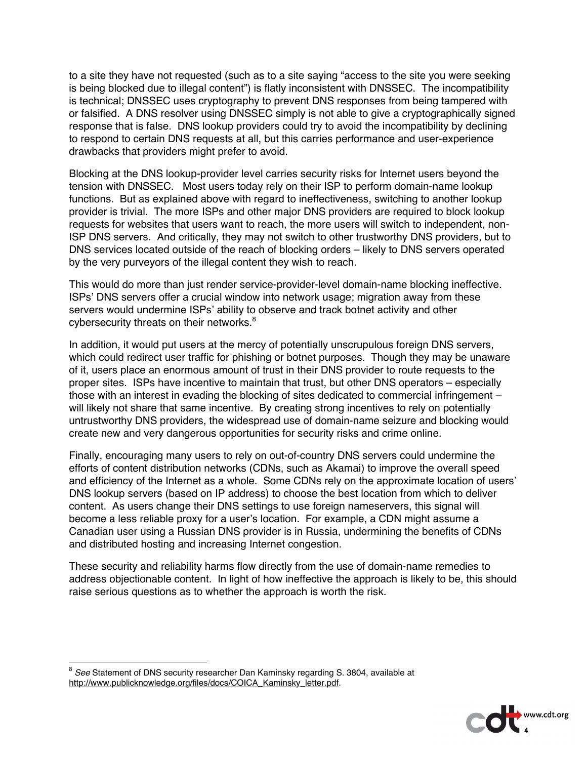to a site they have not requested (such as to a site saying "access to the site you were seeking is being blocked due to illegal content") is flatly inconsistent with DNSSEC. The incompatibility is technical; DNSSEC uses cryptography to prevent DNS responses from being tampered with or falsified. A DNS resolver using DNSSEC simply is not able to give a cryptographically signed response that is false. DNS lookup providers could try to avoid the incompatibility by declining to respond to certain DNS requests at all, but this carries performance and user-experience drawbacks that providers might prefer to avoid.

Blocking at the DNS lookup-provider level carries security risks for Internet users beyond the tension with DNSSEC. Most users today rely on their ISP to perform domain-name lookup functions. But as explained above with regard to ineffectiveness, switching to another lookup provider is trivial. The more ISPs and other major DNS providers are required to block lookup requests for websites that users want to reach, the more users will switch to independent, non-ISP DNS servers. And critically, they may not switch to other trustworthy DNS providers, but to DNS services located outside of the reach of blocking orders – likely to DNS servers operated by the very purveyors of the illegal content they wish to reach.

This would do more than just render service-provider-level domain-name blocking ineffective. ISPs' DNS servers offer a crucial window into network usage; migration away from these servers would undermine ISPs' ability to observe and track botnet activity and other cybersecurity threats on their networks.[8]

In addition, it would put users at the mercy of potentially unscrupulous foreign DNS servers, which could redirect user traffic for phishing or botnet purposes. Though they may be unaware of it, users place an enormous amount of trust in their DNS provider to route requests to the proper sites. ISPs have incentive to maintain that trust, but other DNS operators – especially those with an interest in evading the blocking of sites dedicated to commercial infringement – will likely not share that same incentive. By creating strong incentives to rely on potentially untrustworthy DNS providers, the widespread use of domain-name seizure and blocking would create new and very dangerous opportunities for security risks and crime online.

Finally, encouraging many users to rely on out-of-country DNS servers could undermine the efforts of content distribution networks (CDNs, such as Akamai) to improve the overall speed and efficiency of the Internet as a whole. Some CDNs rely on the approximate location of users' DNS lookup servers (based on IP address) to choose the best location from which to deliver content. As users change their DNS settings to use foreign nameservers, this signal will become a less reliable proxy for a user's location. For example, a CDN might assume a Canadian user using a Russian DNS provider is in Russia, undermining the benefits of CDNs and distributed hosting and increasing Internet congestion.

These security and reliability harms flow directly from the use of domain-name remedies to address objectionable content. In light of how ineffective the approach is likely to be, this should raise serious questions as to whether the approach is worth the risk.

---

[8] *See* Statement of DNS security researcher Dan Kaminsky regarding S. 3804, available at http://www.publicknowledge.org/files/docs/COICA_Kaminsky_letter.pdf.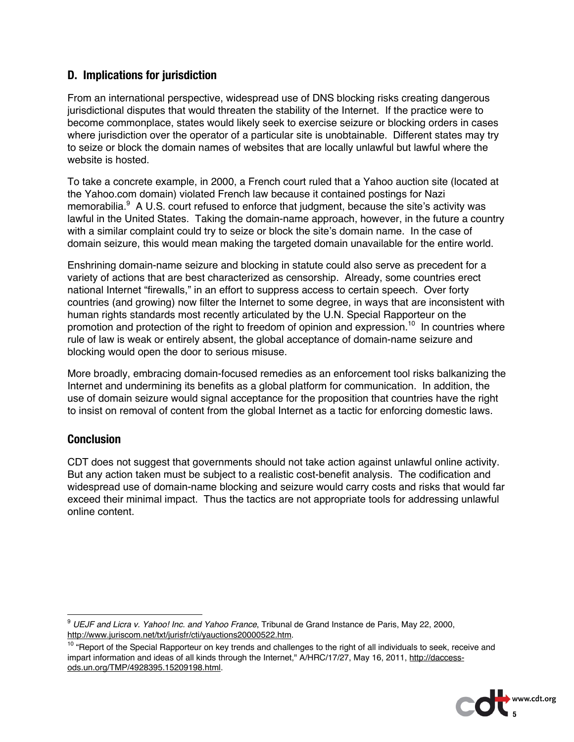## D. Implications for jurisdiction

From an international perspective, widespread use of DNS blocking risks creating dangerous jurisdictional disputes that would threaten the stability of the Internet. If the practice were to become commonplace, states would likely seek to exercise seizure or blocking orders in cases where jurisdiction over the operator of a particular site is unobtainable. Different states may try to seize or block the domain names of websites that are locally unlawful but lawful where the website is hosted.

To take a concrete example, in 2000, a French court ruled that a Yahoo auction site (located at the Yahoo.com domain) violated French law because it contained postings for Nazi memorabilia.[9] A U.S. court refused to enforce that judgment, because the site's activity was lawful in the United States. Taking the domain-name approach, however, in the future a country with a similar complaint could try to seize or block the site's domain name. In the case of domain seizure, this would mean making the targeted domain unavailable for the entire world.

Enshrining domain-name seizure and blocking in statute could also serve as precedent for a variety of actions that are best characterized as censorship. Already, some countries erect national Internet "firewalls," in an effort to suppress access to certain speech. Over forty countries (and growing) now filter the Internet to some degree, in ways that are inconsistent with human rights standards most recently articulated by the U.N. Special Rapporteur on the promotion and protection of the right to freedom of opinion and expression.[10] In countries where rule of law is weak or entirely absent, the global acceptance of domain-name seizure and blocking would open the door to serious misuse.

More broadly, embracing domain-focused remedies as an enforcement tool risks balkanizing the Internet and undermining its benefits as a global platform for communication. In addition, the use of domain seizure would signal acceptance for the proposition that countries have the right to insist on removal of content from the global Internet as a tactic for enforcing domestic laws.

## Conclusion

CDT does not suggest that governments should not take action against unlawful online activity. But any action taken must be subject to a realistic cost-benefit analysis. The codification and widespread use of domain-name blocking and seizure would carry costs and risks that would far exceed their minimal impact. Thus the tactics are not appropriate tools for addressing unlawful online content.

---

[9] *UEJF and Licra v. Yahoo! Inc. and Yahoo France*, Tribunal de Grand Instance de Paris, May 22, 2000, http://www.juriscom.net/txt/jurisfr/cti/yauctions20000522.htm.

[10] "Report of the Special Rapporteur on key trends and challenges to the right of all individuals to seek, receive and impart information and ideas of all kinds through the Internet," A/HRC/17/27, May 16, 2011, http://daccess-ods.un.org/TMP/4928395.15209198.html.